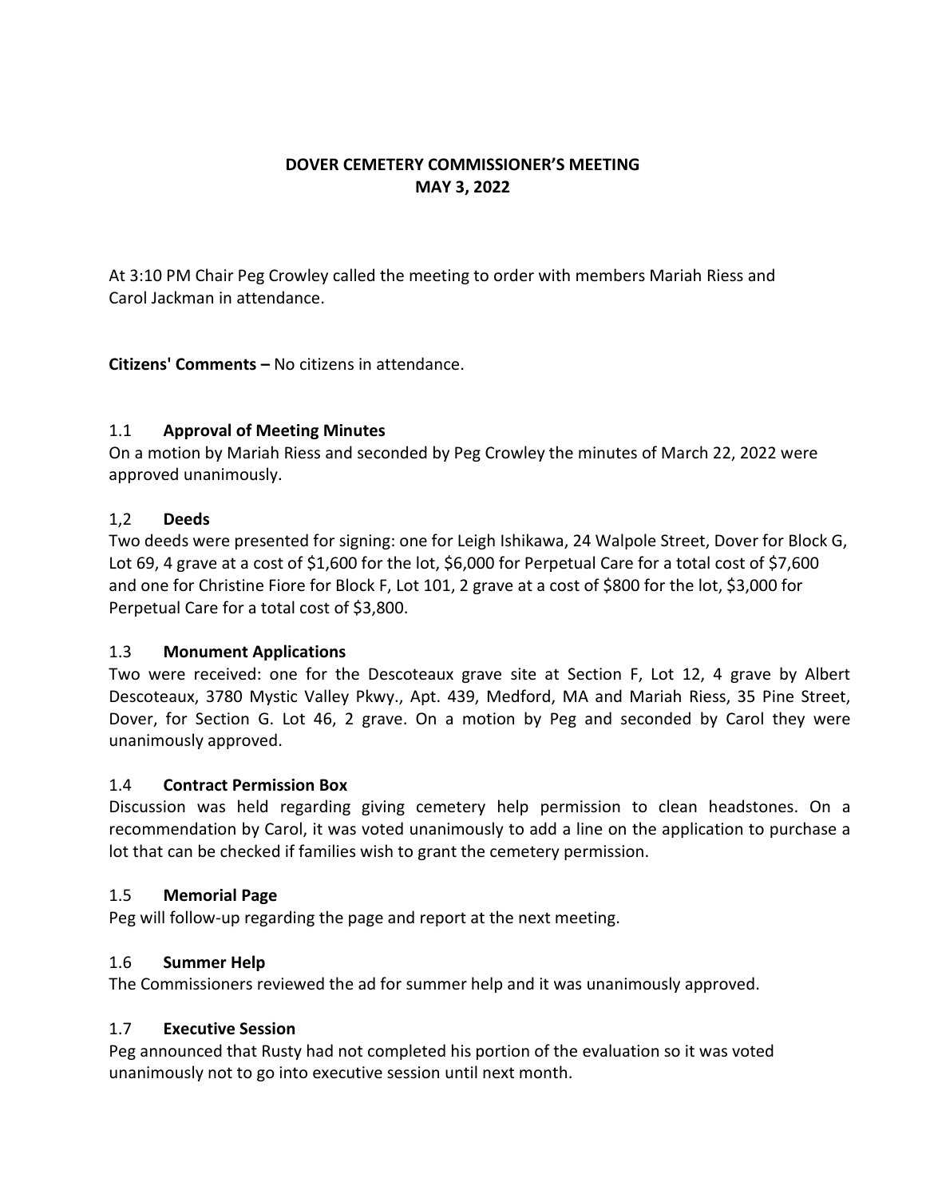# DOVER CEMETERY COMMISSIONER'S MEETING
# MAY 3, 2022

At 3:10 PM Chair Peg Crowley called the meeting to order with members Mariah Riess and Carol Jackman in attendance.

**Citizens' Comments –** No citizens in attendance.

### 1.1 Approval of Meeting Minutes

On a motion by Mariah Riess and seconded by Peg Crowley the minutes of March 22, 2022 were approved unanimously.

### 1,2 Deeds

Two deeds were presented for signing: one for Leigh Ishikawa, 24 Walpole Street, Dover for Block G, Lot 69, 4 grave at a cost of $1,600 for the lot, $6,000 for Perpetual Care for a total cost of $7,600 and one for Christine Fiore for Block F, Lot 101, 2 grave at a cost of $800 for the lot, $3,000 for Perpetual Care for a total cost of $3,800.

### 1.3 Monument Applications

Two were received: one for the Descoteaux grave site at Section F, Lot 12, 4 grave by Albert Descoteaux, 3780 Mystic Valley Pkwy., Apt. 439, Medford, MA and Mariah Riess, 35 Pine Street, Dover, for Section G. Lot 46, 2 grave. On a motion by Peg and seconded by Carol they were unanimously approved.

### 1.4 Contract Permission Box

Discussion was held regarding giving cemetery help permission to clean headstones. On a recommendation by Carol, it was voted unanimously to add a line on the application to purchase a lot that can be checked if families wish to grant the cemetery permission.

### 1.5 Memorial Page

Peg will follow-up regarding the page and report at the next meeting.

### 1.6 Summer Help

The Commissioners reviewed the ad for summer help and it was unanimously approved.

### 1.7 Executive Session

Peg announced that Rusty had not completed his portion of the evaluation so it was voted unanimously not to go into executive session until next month.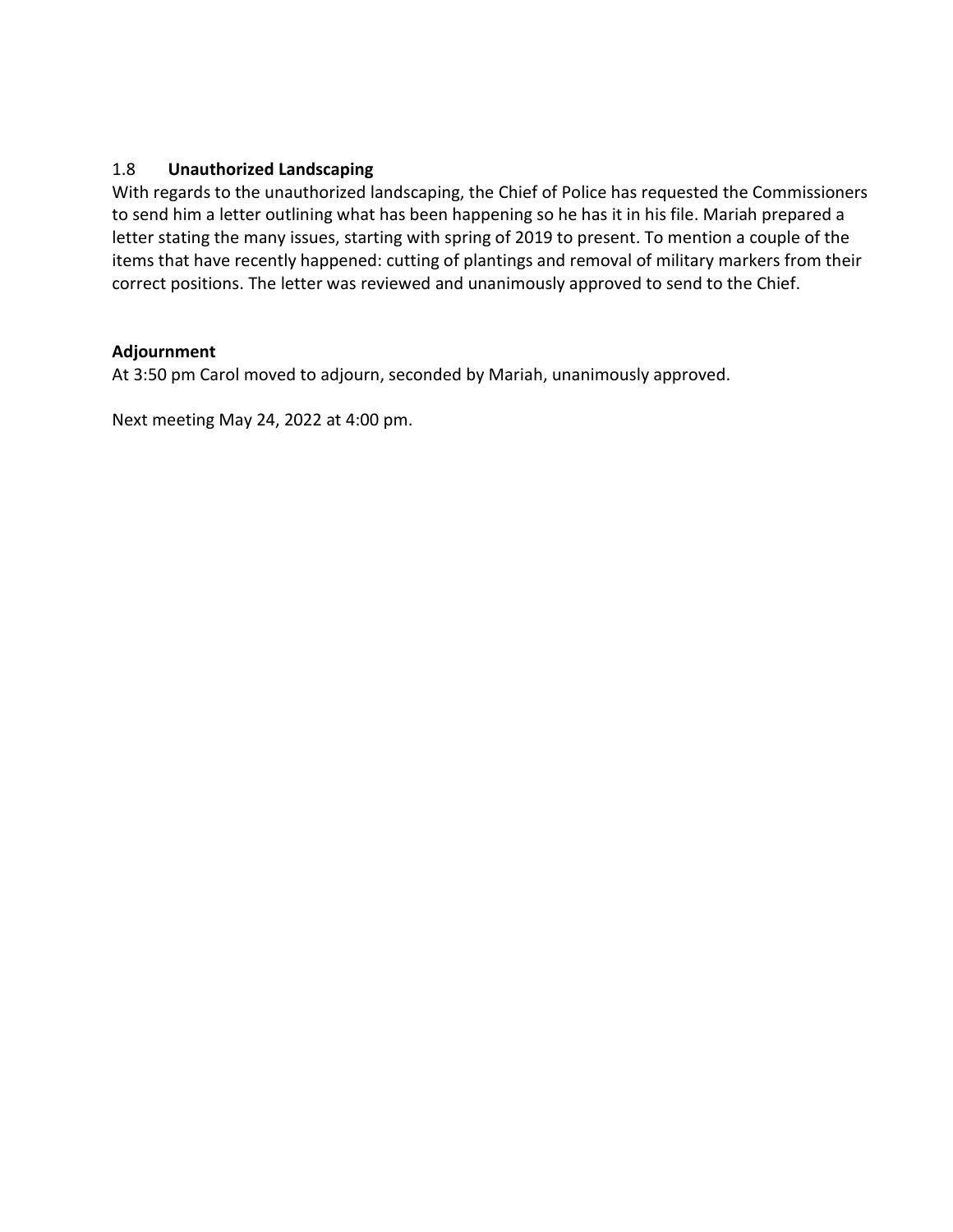### 1.8 **Unauthorized Landscaping**

With regards to the unauthorized landscaping, the Chief of Police has requested the Commissioners to send him a letter outlining what has been happening so he has it in his file. Mariah prepared a letter stating the many issues, starting with spring of 2019 to present. To mention a couple of the items that have recently happened: cutting of plantings and removal of military markers from their correct positions. The letter was reviewed and unanimously approved to send to the Chief.

**Adjournment**

At 3:50 pm Carol moved to adjourn, seconded by Mariah, unanimously approved.

Next meeting May 24, 2022 at 4:00 pm.